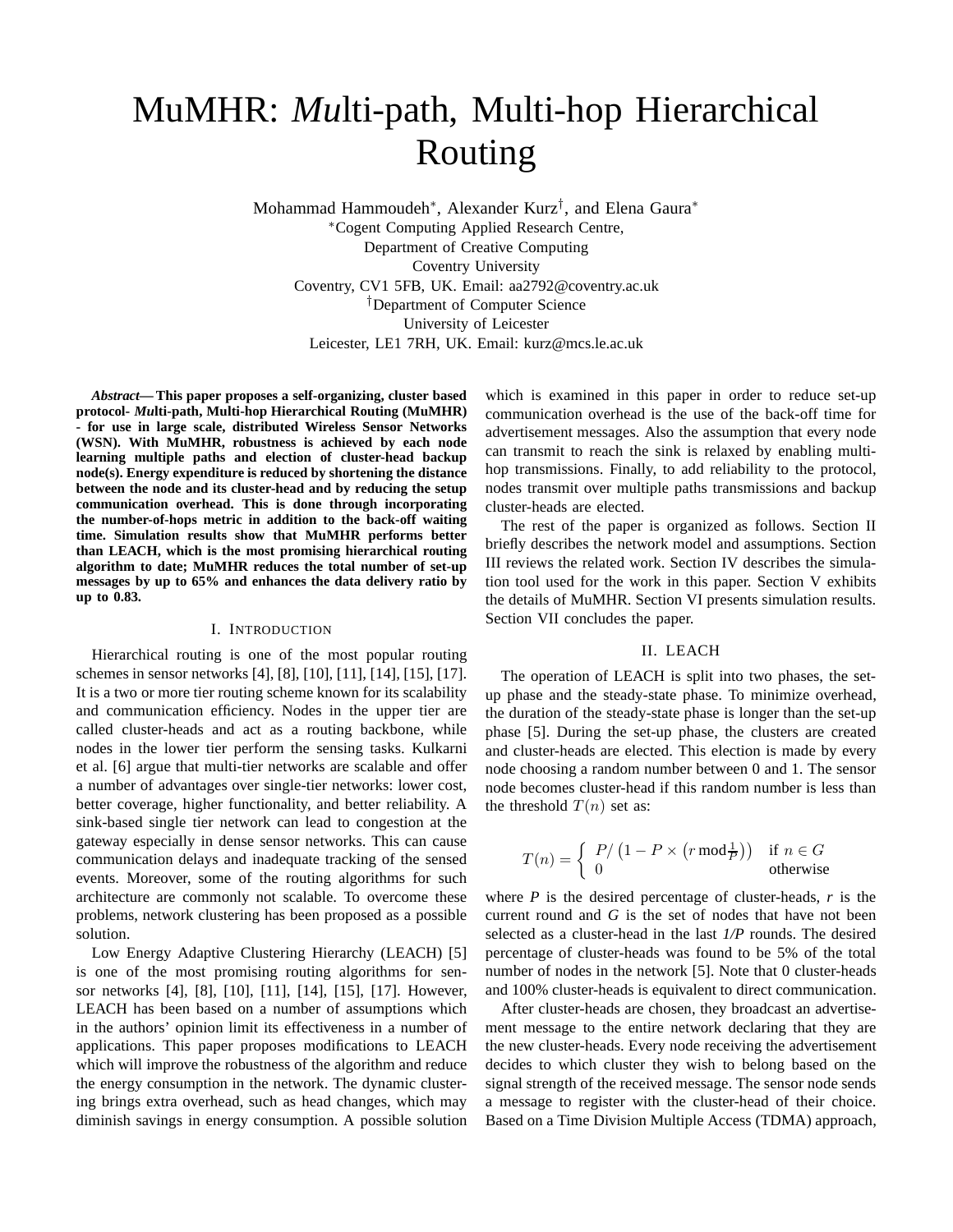# MuMHR: *Mu*lti-path, Multi-hop Hierarchical Routing

Mohammad Hammoudeh[*], Alexander Kurz[†], and Elena Gaura[*]

[*]Cogent Computing Applied Research Centre,
Department of Creative Computing
Coventry University
Coventry, CV1 5FB, UK. Email: aa2792@coventry.ac.uk

[†]Department of Computer Science
University of Leicester
Leicester, LE1 7RH, UK. Email: kurz@mcs.le.ac.uk

***Abstract*— This paper proposes a self-organizing, cluster based protocol- *Mu*lti-path, Multi-hop Hierarchical Routing (MuMHR) - for use in large scale, distributed Wireless Sensor Networks (WSN). With MuMHR, robustness is achieved by each node learning multiple paths and election of cluster-head backup node(s). Energy expenditure is reduced by shortening the distance between the node and its cluster-head and by reducing the setup communication overhead. This is done through incorporating the number-of-hops metric in addition to the back-off waiting time. Simulation results show that MuMHR performs better than LEACH, which is the most promising hierarchical routing algorithm to date; MuMHR reduces the total number of set-up messages by up to 65% and enhances the data delivery ratio by up to 0.83.**

## I. Introduction

Hierarchical routing is one of the most popular routing schemes in sensor networks [4], [8], [10], [11], [14], [15], [17]. It is a two or more tier routing scheme known for its scalability and communication efficiency. Nodes in the upper tier are called cluster-heads and act as a routing backbone, while nodes in the lower tier perform the sensing tasks. Kulkarni et al. [6] argue that multi-tier networks are scalable and offer a number of advantages over single-tier networks: lower cost, better coverage, higher functionality, and better reliability. A sink-based single tier network can lead to congestion at the gateway especially in dense sensor networks. This can cause communication delays and inadequate tracking of the sensed events. Moreover, some of the routing algorithms for such architecture are commonly not scalable. To overcome these problems, network clustering has been proposed as a possible solution.

Low Energy Adaptive Clustering Hierarchy (LEACH) [5] is one of the most promising routing algorithms for sensor networks [4], [8], [10], [11], [14], [15], [17]. However, LEACH has been based on a number of assumptions which in the authors' opinion limit its effectiveness in a number of applications. This paper proposes modifications to LEACH which will improve the robustness of the algorithm and reduce the energy consumption in the network. The dynamic clustering brings extra overhead, such as head changes, which may diminish savings in energy consumption. A possible solution which is examined in this paper in order to reduce set-up communication overhead is the use of the back-off time for advertisement messages. Also the assumption that every node can transmit to reach the sink is relaxed by enabling multi-hop transmissions. Finally, to add reliability to the protocol, nodes transmit over multiple paths transmissions and backup cluster-heads are elected.

The rest of the paper is organized as follows. Section II briefly describes the network model and assumptions. Section III reviews the related work. Section IV describes the simulation tool used for the work in this paper. Section V exhibits the details of MuMHR. Section VI presents simulation results. Section VII concludes the paper.

## II. LEACH

The operation of LEACH is split into two phases, the set-up phase and the steady-state phase. To minimize overhead, the duration of the steady-state phase is longer than the set-up phase [5]. During the set-up phase, the clusters are created and cluster-heads are elected. This election is made by every node choosing a random number between 0 and 1. The sensor node becomes cluster-head if this random number is less than the threshold $T(n)$ set as:

$$T(n) = \begin{cases} P/\left(1 - P \times \left(r \bmod \frac{1}{P}\right)\right) & \text{if } n \in G \\ 0 & \text{otherwise} \end{cases}$$

where *P* is the desired percentage of cluster-heads, *r* is the current round and *G* is the set of nodes that have not been selected as a cluster-head in the last *1/P* rounds. The desired percentage of cluster-heads was found to be 5% of the total number of nodes in the network [5]. Note that 0 cluster-heads and 100% cluster-heads is equivalent to direct communication.

After cluster-heads are chosen, they broadcast an advertisement message to the entire network declaring that they are the new cluster-heads. Every node receiving the advertisement decides to which cluster they wish to belong based on the signal strength of the received message. The sensor node sends a message to register with the cluster-head of their choice. Based on a Time Division Multiple Access (TDMA) approach,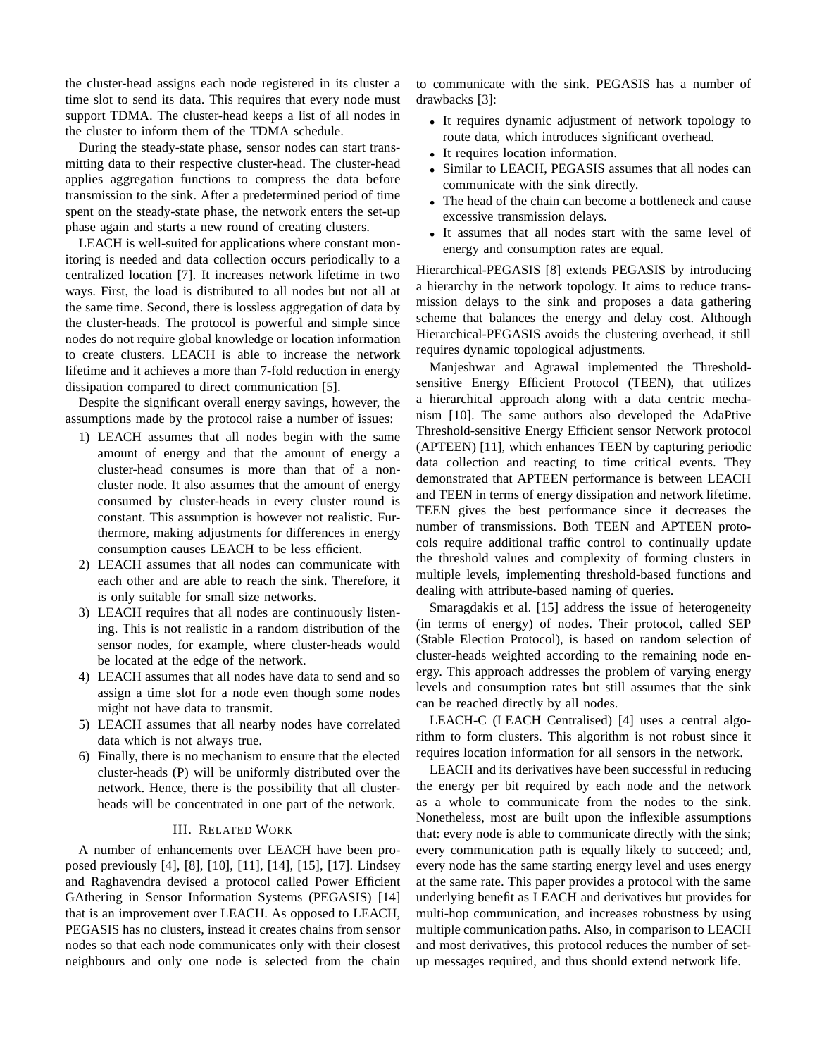the cluster-head assigns each node registered in its cluster a time slot to send its data. This requires that every node must support TDMA. The cluster-head keeps a list of all nodes in the cluster to inform them of the TDMA schedule.

During the steady-state phase, sensor nodes can start transmitting data to their respective cluster-head. The cluster-head applies aggregation functions to compress the data before transmission to the sink. After a predetermined period of time spent on the steady-state phase, the network enters the set-up phase again and starts a new round of creating clusters.

LEACH is well-suited for applications where constant monitoring is needed and data collection occurs periodically to a centralized location [7]. It increases network lifetime in two ways. First, the load is distributed to all nodes but not all at the same time. Second, there is lossless aggregation of data by the cluster-heads. The protocol is powerful and simple since nodes do not require global knowledge or location information to create clusters. LEACH is able to increase the network lifetime and it achieves a more than 7-fold reduction in energy dissipation compared to direct communication [5].

Despite the significant overall energy savings, however, the assumptions made by the protocol raise a number of issues:

1) LEACH assumes that all nodes begin with the same amount of energy and that the amount of energy a cluster-head consumes is more than that of a non-cluster node. It also assumes that the amount of energy consumed by cluster-heads in every cluster round is constant. This assumption is however not realistic. Furthermore, making adjustments for differences in energy consumption causes LEACH to be less efficient.
2) LEACH assumes that all nodes can communicate with each other and are able to reach the sink. Therefore, it is only suitable for small size networks.
3) LEACH requires that all nodes are continuously listening. This is not realistic in a random distribution of the sensor nodes, for example, where cluster-heads would be located at the edge of the network.
4) LEACH assumes that all nodes have data to send and so assign a time slot for a node even though some nodes might not have data to transmit.
5) LEACH assumes that all nearby nodes have correlated data which is not always true.
6) Finally, there is no mechanism to ensure that the elected cluster-heads (P) will be uniformly distributed over the network. Hence, there is the possibility that all cluster-heads will be concentrated in one part of the network.

## III. Related Work

A number of enhancements over LEACH have been proposed previously [4], [8], [10], [11], [14], [15], [17]. Lindsey and Raghavendra devised a protocol called Power Efficient GAthering in Sensor Information Systems (PEGASIS) [14] that is an improvement over LEACH. As opposed to LEACH, PEGASIS has no clusters, instead it creates chains from sensor nodes so that each node communicates only with their closest neighbours and only one node is selected from the chain to communicate with the sink. PEGASIS has a number of drawbacks [3]:

- It requires dynamic adjustment of network topology to route data, which introduces significant overhead.
- It requires location information.
- Similar to LEACH, PEGASIS assumes that all nodes can communicate with the sink directly.
- The head of the chain can become a bottleneck and cause excessive transmission delays.
- It assumes that all nodes start with the same level of energy and consumption rates are equal.

Hierarchical-PEGASIS [8] extends PEGASIS by introducing a hierarchy in the network topology. It aims to reduce transmission delays to the sink and proposes a data gathering scheme that balances the energy and delay cost. Although Hierarchical-PEGASIS avoids the clustering overhead, it still requires dynamic topological adjustments.

Manjeshwar and Agrawal implemented the Threshold-sensitive Energy Efficient Protocol (TEEN), that utilizes a hierarchical approach along with a data centric mechanism [10]. The same authors also developed the AdaPtive Threshold-sensitive Energy Efficient sensor Network protocol (APTEEN) [11], which enhances TEEN by capturing periodic data collection and reacting to time critical events. They demonstrated that APTEEN performance is between LEACH and TEEN in terms of energy dissipation and network lifetime. TEEN gives the best performance since it decreases the number of transmissions. Both TEEN and APTEEN protocols require additional traffic control to continually update the threshold values and complexity of forming clusters in multiple levels, implementing threshold-based functions and dealing with attribute-based naming of queries.

Smaragdakis et al. [15] address the issue of heterogeneity (in terms of energy) of nodes. Their protocol, called SEP (Stable Election Protocol), is based on random selection of cluster-heads weighted according to the remaining node energy. This approach addresses the problem of varying energy levels and consumption rates but still assumes that the sink can be reached directly by all nodes.

LEACH-C (LEACH Centralised) [4] uses a central algorithm to form clusters. This algorithm is not robust since it requires location information for all sensors in the network.

LEACH and its derivatives have been successful in reducing the energy per bit required by each node and the network as a whole to communicate from the nodes to the sink. Nonetheless, most are built upon the inflexible assumptions that: every node is able to communicate directly with the sink; every communication path is equally likely to succeed; and, every node has the same starting energy level and uses energy at the same rate. This paper provides a protocol with the same underlying benefit as LEACH and derivatives but provides for multi-hop communication, and increases robustness by using multiple communication paths. Also, in comparison to LEACH and most derivatives, this protocol reduces the number of set-up messages required, and thus should extend network life.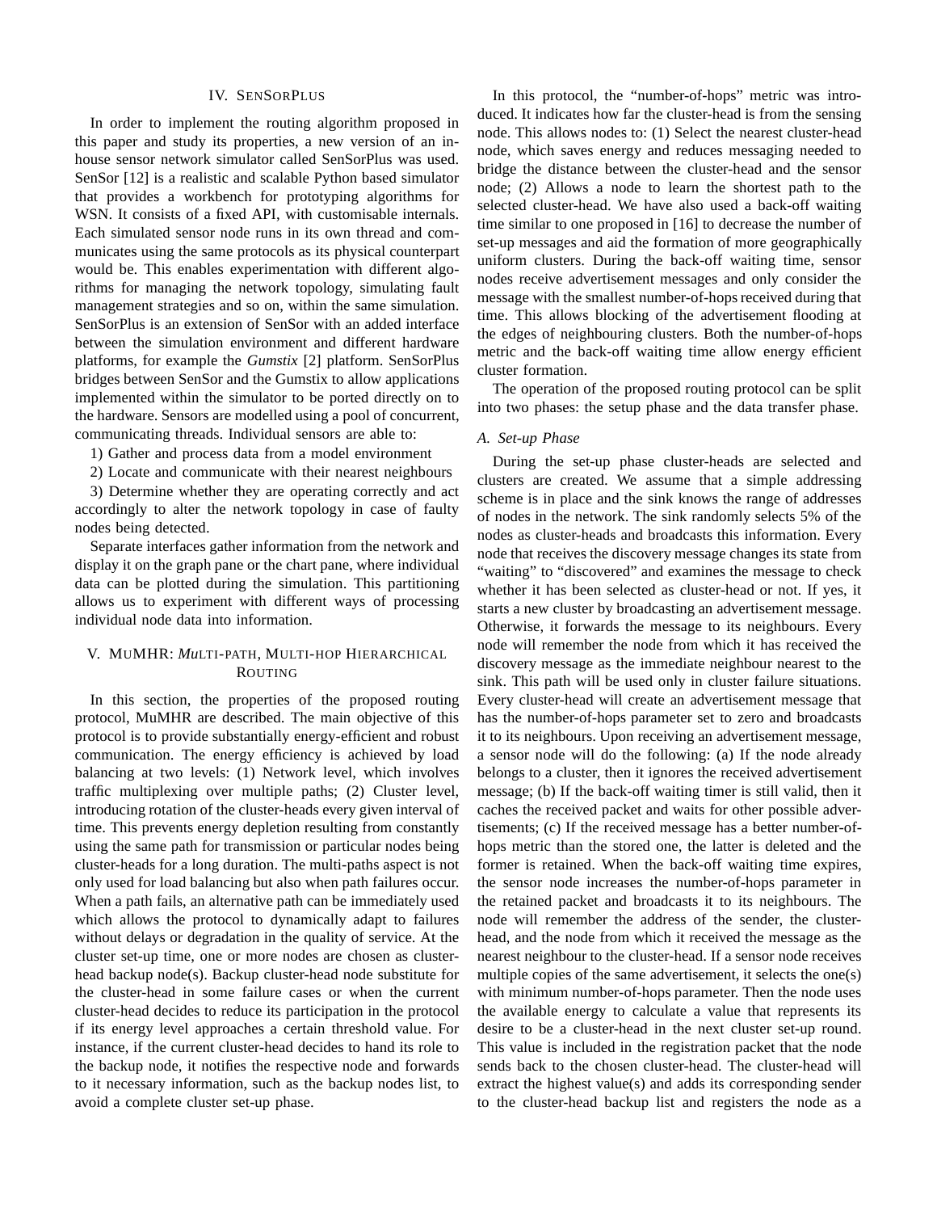## IV. SenSorPlus

In order to implement the routing algorithm proposed in this paper and study its properties, a new version of an in-house sensor network simulator called SenSorPlus was used. SenSor [12] is a realistic and scalable Python based simulator that provides a workbench for prototyping algorithms for WSN. It consists of a fixed API, with customisable internals. Each simulated sensor node runs in its own thread and communicates using the same protocols as its physical counterpart would be. This enables experimentation with different algorithms for managing the network topology, simulating fault management strategies and so on, within the same simulation. SenSorPlus is an extension of SenSor with an added interface between the simulation environment and different hardware platforms, for example the *Gumstix* [2] platform. SenSorPlus bridges between SenSor and the Gumstix to allow applications implemented within the simulator to be ported directly on to the hardware. Sensors are modelled using a pool of concurrent, communicating threads. Individual sensors are able to:

1) Gather and process data from a model environment
2) Locate and communicate with their nearest neighbours
3) Determine whether they are operating correctly and act accordingly to alter the network topology in case of faulty nodes being detected.

Separate interfaces gather information from the network and display it on the graph pane or the chart pane, where individual data can be plotted during the simulation. This partitioning allows us to experiment with different ways of processing individual node data into information.

## V. MuMHR: *Mu*lti-path, Multi-hop Hierarchical Routing

In this section, the properties of the proposed routing protocol, MuMHR are described. The main objective of this protocol is to provide substantially energy-efficient and robust communication. The energy efficiency is achieved by load balancing at two levels: (1) Network level, which involves traffic multiplexing over multiple paths; (2) Cluster level, introducing rotation of the cluster-heads every given interval of time. This prevents energy depletion resulting from constantly using the same path for transmission or particular nodes being cluster-heads for a long duration. The multi-paths aspect is not only used for load balancing but also when path failures occur. When a path fails, an alternative path can be immediately used which allows the protocol to dynamically adapt to failures without delays or degradation in the quality of service. At the cluster set-up time, one or more nodes are chosen as cluster-head backup node(s). Backup cluster-head node substitute for the cluster-head in some failure cases or when the current cluster-head decides to reduce its participation in the protocol if its energy level approaches a certain threshold value. For instance, if the current cluster-head decides to hand its role to the backup node, it notifies the respective node and forwards to it necessary information, such as the backup nodes list, to avoid a complete cluster set-up phase.

In this protocol, the "number-of-hops" metric was introduced. It indicates how far the cluster-head is from the sensing node. This allows nodes to: (1) Select the nearest cluster-head node, which saves energy and reduces messaging needed to bridge the distance between the cluster-head and the sensor node; (2) Allows a node to learn the shortest path to the selected cluster-head. We have also used a back-off waiting time similar to one proposed in [16] to decrease the number of set-up messages and aid the formation of more geographically uniform clusters. During the back-off waiting time, sensor nodes receive advertisement messages and only consider the message with the smallest number-of-hops received during that time. This allows blocking of the advertisement flooding at the edges of neighbouring clusters. Both the number-of-hops metric and the back-off waiting time allow energy efficient cluster formation.

The operation of the proposed routing protocol can be split into two phases: the setup phase and the data transfer phase.

### A. Set-up Phase

During the set-up phase cluster-heads are selected and clusters are created. We assume that a simple addressing scheme is in place and the sink knows the range of addresses of nodes in the network. The sink randomly selects 5% of the nodes as cluster-heads and broadcasts this information. Every node that receives the discovery message changes its state from "waiting" to "discovered" and examines the message to check whether it has been selected as cluster-head or not. If yes, it starts a new cluster by broadcasting an advertisement message. Otherwise, it forwards the message to its neighbours. Every node will remember the node from which it has received the discovery message as the immediate neighbour nearest to the sink. This path will be used only in cluster failure situations. Every cluster-head will create an advertisement message that has the number-of-hops parameter set to zero and broadcasts it to its neighbours. Upon receiving an advertisement message, a sensor node will do the following: (a) If the node already belongs to a cluster, then it ignores the received advertisement message; (b) If the back-off waiting timer is still valid, then it caches the received packet and waits for other possible advertisements; (c) If the received message has a better number-of-hops metric than the stored one, the latter is deleted and the former is retained. When the back-off waiting time expires, the sensor node increases the number-of-hops parameter in the retained packet and broadcasts it to its neighbours. The node will remember the address of the sender, the cluster-head, and the node from which it received the message as the nearest neighbour to the cluster-head. If a sensor node receives multiple copies of the same advertisement, it selects the one(s) with minimum number-of-hops parameter. Then the node uses the available energy to calculate a value that represents its desire to be a cluster-head in the next cluster set-up round. This value is included in the registration packet that the node sends back to the chosen cluster-head. The cluster-head will extract the highest value(s) and adds its corresponding sender to the cluster-head backup list and registers the node as a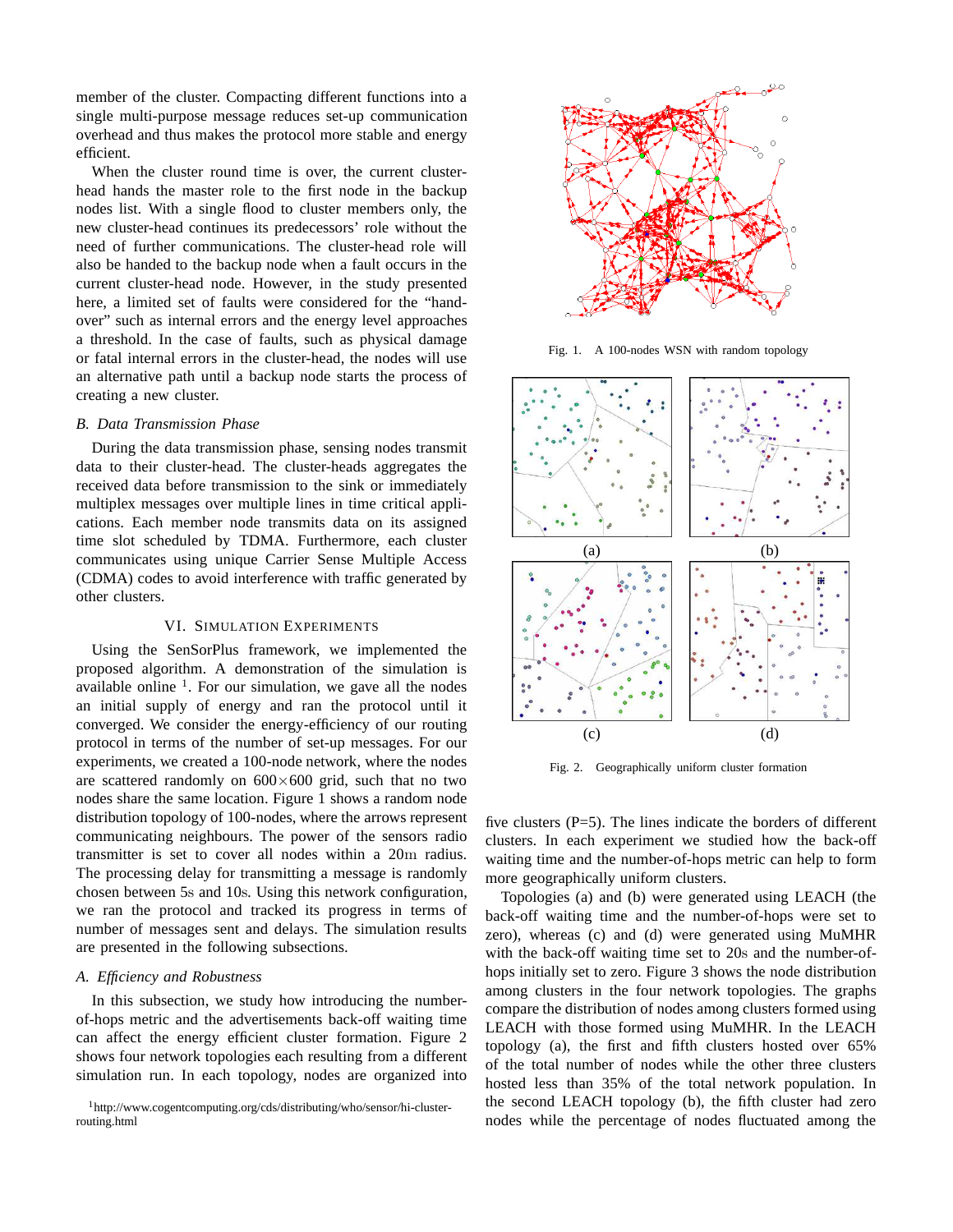member of the cluster. Compacting different functions into a single multi-purpose message reduces set-up communication overhead and thus makes the protocol more stable and energy efficient.

When the cluster round time is over, the current cluster-head hands the master role to the first node in the backup nodes list. With a single flood to cluster members only, the new cluster-head continues its predecessors' role without the need of further communications. The cluster-head role will also be handed to the backup node when a fault occurs in the current cluster-head node. However, in the study presented here, a limited set of faults were considered for the "hand-over" such as internal errors and the energy level approaches a threshold. In the case of faults, such as physical damage or fatal internal errors in the cluster-head, the nodes will use an alternative path until a backup node starts the process of creating a new cluster.

### B. Data Transmission Phase

During the data transmission phase, sensing nodes transmit data to their cluster-head. The cluster-heads aggregates the received data before transmission to the sink or immediately multiplex messages over multiple lines in time critical applications. Each member node transmits data on its assigned time slot scheduled by TDMA. Furthermore, each cluster communicates using unique Carrier Sense Multiple Access (CDMA) codes to avoid interference with traffic generated by other clusters.

## VI. Simulation Experiments

Using the SenSorPlus framework, we implemented the proposed algorithm. A demonstration of the simulation is available online [1]. For our simulation, we gave all the nodes an initial supply of energy and ran the protocol until it converged. We consider the energy-efficiency of our routing protocol in terms of the number of set-up messages. For our experiments, we created a 100-node network, where the nodes are scattered randomly on $600 \times 600$ grid, such that no two nodes share the same location. Figure 1 shows a random node distribution topology of 100-nodes, where the arrows represent communicating neighbours. The power of the sensors radio transmitter is set to cover all nodes within a $20\mathrm{m}$ radius. The processing delay for transmitting a message is randomly chosen between $5\mathrm{s}$ and $10\mathrm{s}$. Using this network configuration, we ran the protocol and tracked its progress in terms of number of messages sent and delays. The simulation results are presented in the following subsections.

### A. Efficiency and Robustness

In this subsection, we study how introducing the number-of-hops metric and the advertisements back-off waiting time can affect the energy efficient cluster formation. Figure 2 shows four network topologies each resulting from a different simulation run. In each topology, nodes are organized into five clusters (P=5). The lines indicate the borders of different clusters. In each experiment we studied how the back-off waiting time and the number-of-hops metric can help to form more geographically uniform clusters.

[1] http://www.cogentcomputing.org/cds/distributing/who/sensor/hi-cluster-routing.html

Fig. 1. A 100-nodes WSN with random topology

Fig. 2. Geographically uniform cluster formation

Topologies (a) and (b) were generated using LEACH (the back-off waiting time and the number-of-hops were set to zero), whereas (c) and (d) were generated using MuMHR with the back-off waiting time set to $20\mathrm{s}$ and the number-of-hops initially set to zero. Figure 3 shows the node distribution among clusters in the four network topologies. The graphs compare the distribution of nodes among clusters formed using LEACH with those formed using MuMHR. In the LEACH topology (a), the first and fifth clusters hosted over 65% of the total number of nodes while the other three clusters hosted less than 35% of the total network population. In the second LEACH topology (b), the fifth cluster had zero nodes while the percentage of nodes fluctuated among the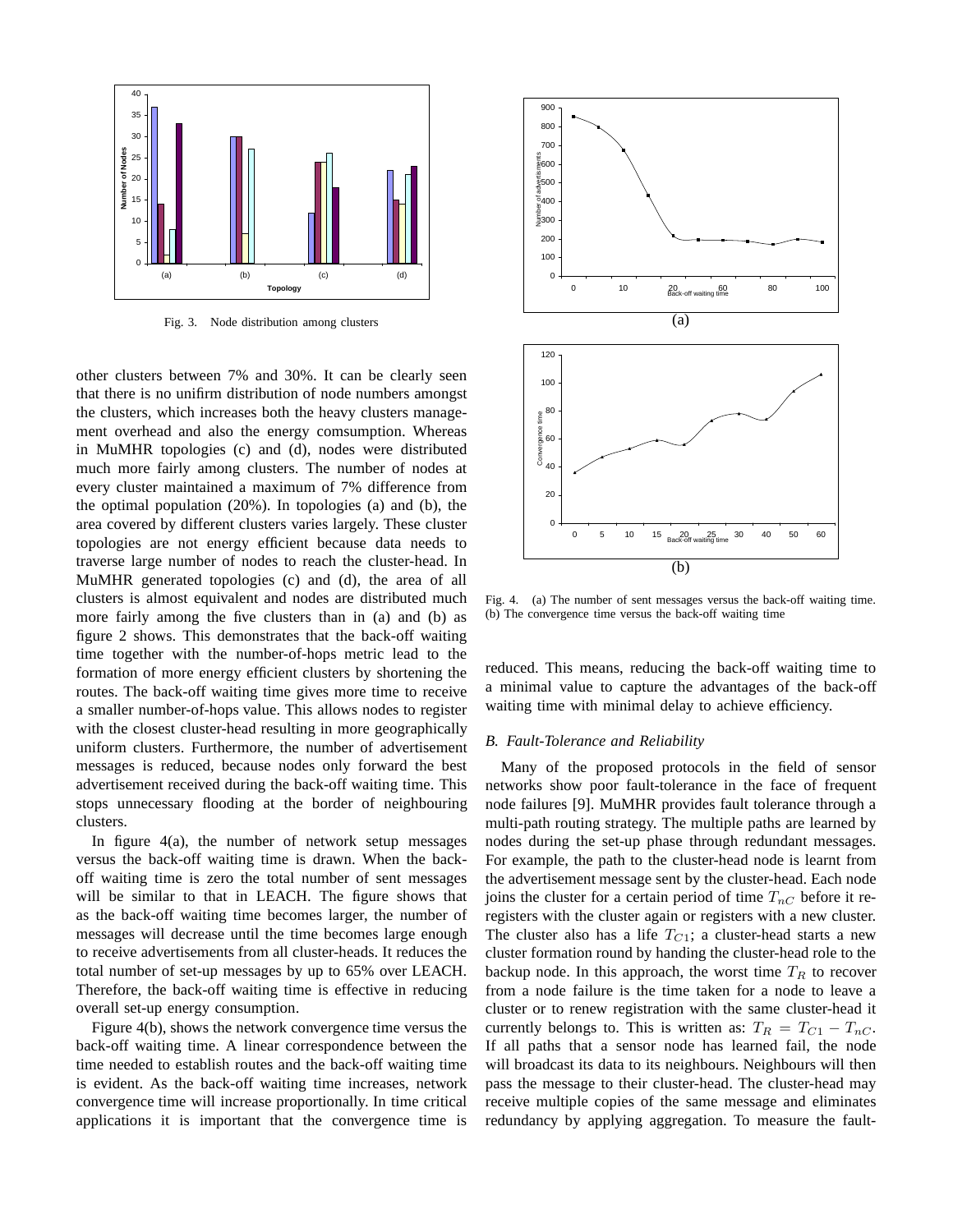Fig. 3. Node distribution among clusters

other clusters between 7% and 30%. It can be clearly seen that there is no unifirm distribution of node numbers amongst the clusters, which increases both the heavy clusters management overhead and also the energy comsumption. Whereas in MuMHR topologies (c) and (d), nodes were distributed much more fairly among clusters. The number of nodes at every cluster maintained a maximum of 7% difference from the optimal population (20%). In topologies (a) and (b), the area covered by different clusters varies largely. These cluster topologies are not energy efficient because data needs to traverse large number of nodes to reach the cluster-head. In MuMHR generated topologies (c) and (d), the area of all clusters is almost equivalent and nodes are distributed much more fairly among the five clusters than in (a) and (b) as figure 2 shows. This demonstrates that the back-off waiting time together with the number-of-hops metric lead to the formation of more energy efficient clusters by shortening the routes. The back-off waiting time gives more time to receive a smaller number-of-hops value. This allows nodes to register with the closest cluster-head resulting in more geographically uniform clusters. Furthermore, the number of advertisement messages is reduced, because nodes only forward the best advertisement received during the back-off waiting time. This stops unnecessary flooding at the border of neighbouring clusters.

In figure 4(a), the number of network setup messages versus the back-off waiting time is drawn. When the back-off waiting time is zero the total number of sent messages will be similar to that in LEACH. The figure shows that as the back-off waiting time becomes larger, the number of messages will decrease until the time becomes large enough to receive advertisements from all cluster-heads. It reduces the total number of set-up messages by up to 65% over LEACH. Therefore, the back-off waiting time is effective in reducing overall set-up energy consumption.

Figure 4(b), shows the network convergence time versus the back-off waiting time. A linear correspondence between the time needed to establish routes and the back-off waiting time is evident. As the back-off waiting time increases, network convergence time will increase proportionally. In time critical applications it is important that the convergence time is reduced. This means, reducing the back-off waiting time to a minimal value to capture the advantages of the back-off waiting time with minimal delay to achieve efficiency.

Fig. 4. (a) The number of sent messages versus the back-off waiting time. (b) The convergence time versus the back-off waiting time

### B. Fault-Tolerance and Reliability

Many of the proposed protocols in the field of sensor networks show poor fault-tolerance in the face of frequent node failures [9]. MuMHR provides fault tolerance through a multi-path routing strategy. The multiple paths are learned by nodes during the set-up phase through redundant messages. For example, the path to the cluster-head node is learnt from the advertisement message sent by the cluster-head. Each node joins the cluster for a certain period of time $T_{nC}$ before it re-registers with the cluster again or registers with a new cluster. The cluster also has a life $T_{C1}$; a cluster-head starts a new cluster formation round by handing the cluster-head role to the backup node. In this approach, the worst time $T_R$ to recover from a node failure is the time taken for a node to leave a cluster or to renew registration with the same cluster-head it currently belongs to. This is written as: $T_R = T_{C1} - T_{nC}$. If all paths that a sensor node has learned fail, the node will broadcast its data to its neighbours. Neighbours will then pass the message to their cluster-head. The cluster-head may receive multiple copies of the same message and eliminates redundancy by applying aggregation. To measure the fault-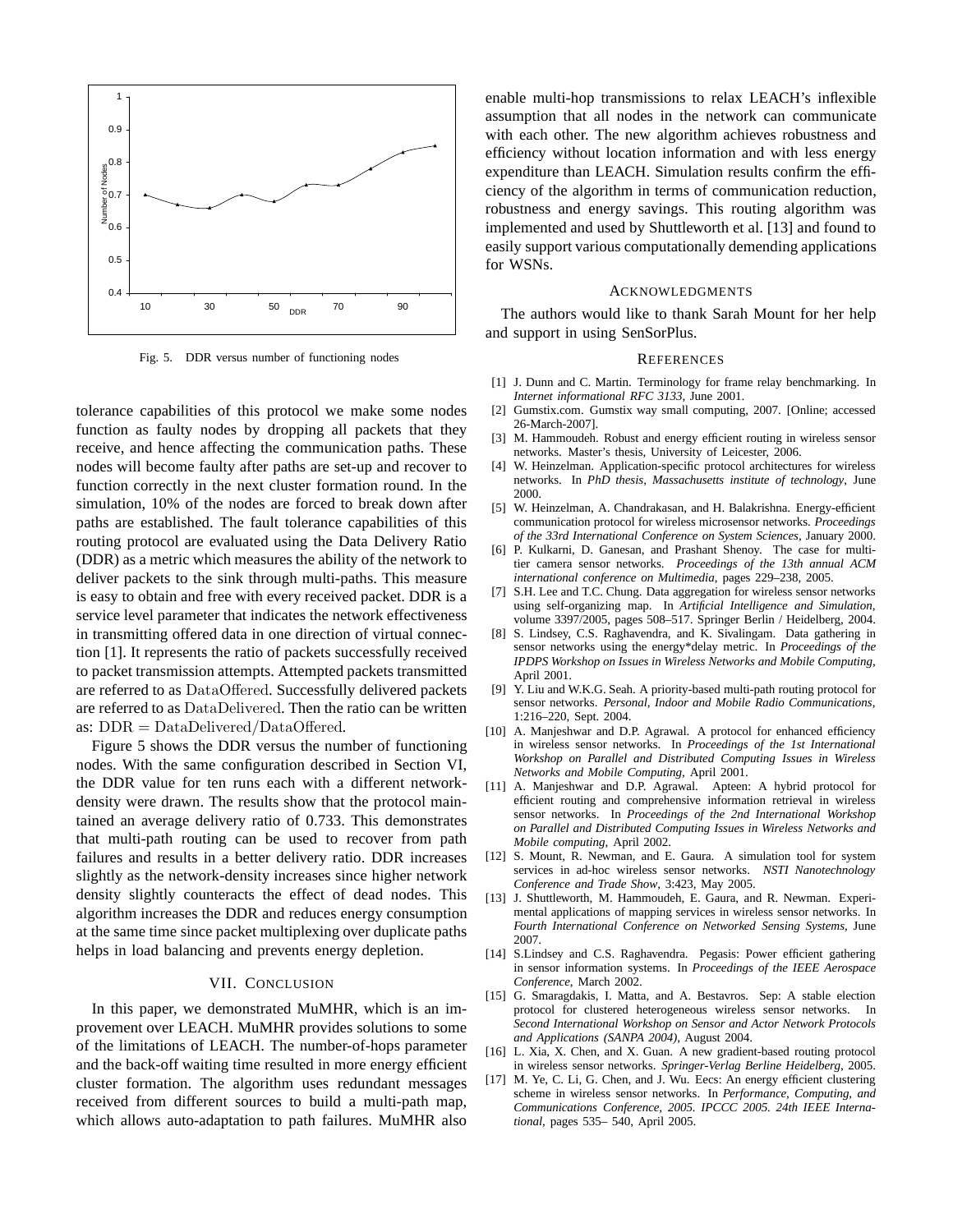1
0.9
0.8
0.7
0.6
0.5
0.4
Number of Nodes
10
30
50
70
90
DDR

Fig. 5. DDR versus number of functioning nodes

tolerance capabilities of this protocol we make some nodes function as faulty nodes by dropping all packets that they receive, and hence affecting the communication paths. These nodes will become faulty after paths are set-up and recover to function correctly in the next cluster formation round. In the simulation, 10% of the nodes are forced to break down after paths are established. The fault tolerance capabilities of this routing protocol are evaluated using the Data Delivery Ratio (DDR) as a metric which measures the ability of the network to deliver packets to the sink through multi-paths. This measure is easy to obtain and free with every received packet. DDR is a service level parameter that indicates the network effectiveness in transmitting offered data in one direction of virtual connection [1]. It represents the ratio of packets successfully received to packet transmission attempts. Attempted packets transmitted are referred to as $\mathrm{DataOffered}$. Successfully delivered packets are referred to as $\mathrm{DataDelivered}$. Then the ratio can be written as: $\mathrm{DDR} = \mathrm{DataDelivered}/\mathrm{DataOffered}$.

Figure 5 shows the DDR versus the number of functioning nodes. With the same configuration described in Section VI, the DDR value for ten runs each with a different network-density were drawn. The results show that the protocol maintained an average delivery ratio of 0.733. This demonstrates that multi-path routing can be used to recover from path failures and results in a better delivery ratio. DDR increases slightly as the network-density increases since higher network density slightly counteracts the effect of dead nodes. This algorithm increases the DDR and reduces energy consumption at the same time since packet multiplexing over duplicate paths helps in load balancing and prevents energy depletion.

## VII. Conclusion

In this paper, we demonstrated MuMHR, which is an improvement over LEACH. MuMHR provides solutions to some of the limitations of LEACH. The number-of-hops parameter and the back-off waiting time resulted in more energy efficient cluster formation. The algorithm uses redundant messages received from different sources to build a multi-path map, which allows auto-adaptation to path failures. MuMHR also enable multi-hop transmissions to relax LEACH's inflexible assumption that all nodes in the network can communicate with each other. The new algorithm achieves robustness and efficiency without location information and with less energy expenditure than LEACH. Simulation results confirm the efficiency of the algorithm in terms of communication reduction, robustness and energy savings. This routing algorithm was implemented and used by Shuttleworth et al. [13] and found to easily support various computationally demending applications for WSNs.

## Acknowledgments

The authors would like to thank Sarah Mount for her help and support in using SenSorPlus.

## References

[1] J. Dunn and C. Martin. Terminology for frame relay benchmarking. In *Internet informational RFC 3133*, June 2001.

[2] Gumstix.com. Gumstix way small computing, 2007. [Online; accessed 26-March-2007].

[3] M. Hammoudeh. Robust and energy efficient routing in wireless sensor networks. Master's thesis, University of Leicester, 2006.

[4] W. Heinzelman. Application-specific protocol architectures for wireless networks. In *PhD thesis, Massachusetts institute of technology*, June 2000.

[5] W. Heinzelman, A. Chandrakasan, and H. Balakrishna. Energy-efficient communication protocol for wireless microsensor networks. *Proceedings of the 33rd International Conference on System Sciences*, January 2000.

[6] P. Kulkarni, D. Ganesan, and Prashant Shenoy. The case for multi-tier camera sensor networks. *Proceedings of the 13th annual ACM international conference on Multimedia*, pages 229–238, 2005.

[7] S.H. Lee and T.C. Chung. Data aggregation for wireless sensor networks using self-organizing map. In *Artificial Intelligence and Simulation*, volume 3397/2005, pages 508–517. Springer Berlin / Heidelberg, 2004.

[8] S. Lindsey, C.S. Raghavendra, and K. Sivalingam. Data gathering in sensor networks using the energy*delay metric. In *Proceedings of the IPDPS Workshop on Issues in Wireless Networks and Mobile Computing*, April 2001.

[9] Y. Liu and W.K.G. Seah. A priority-based multi-path routing protocol for sensor networks. *Personal, Indoor and Mobile Radio Communications*, 1:216–220, Sept. 2004.

[10] A. Manjeshwar and D.P. Agrawal. A protocol for enhanced efficiency in wireless sensor networks. In *Proceedings of the 1st International Workshop on Parallel and Distributed Computing Issues in Wireless Networks and Mobile Computing*, April 2001.

[11] A. Manjeshwar and D.P. Agrawal. Apteen: A hybrid protocol for efficient routing and comprehensive information retrieval in wireless sensor networks. In *Proceedings of the 2nd International Workshop on Parallel and Distributed Computing Issues in Wireless Networks and Mobile computing*, April 2002.

[12] S. Mount, R. Newman, and E. Gaura. A simulation tool for system services in ad-hoc wireless sensor networks. *NSTI Nanotechnology Conference and Trade Show*, 3:423, May 2005.

[13] J. Shuttleworth, M. Hammoudeh, E. Gaura, and R. Newman. Experimental applications of mapping services in wireless sensor networks. In *Fourth International Conference on Networked Sensing Systems*, June 2007.

[14] S.Lindsey and C.S. Raghavendra. Pegasis: Power efficient gathering in sensor information systems. In *Proceedings of the IEEE Aerospace Conference*, March 2002.

[15] G. Smaragdakis, I. Matta, and A. Bestavros. Sep: A stable election protocol for clustered heterogeneous wireless sensor networks. In *Second International Workshop on Sensor and Actor Network Protocols and Applications (SANPA 2004)*, August 2004.

[16] L. Xia, X. Chen, and X. Guan. A new gradient-based routing protocol in wireless sensor networks. *Springer-Verlag Berline Heidelberg*, 2005.

[17] M. Ye, C. Li, G. Chen, and J. Wu. Eecs: An energy efficient clustering scheme in wireless sensor networks. In *Performance, Computing, and Communications Conference, 2005. IPCCC 2005. 24th IEEE International*, pages 535– 540, April 2005.